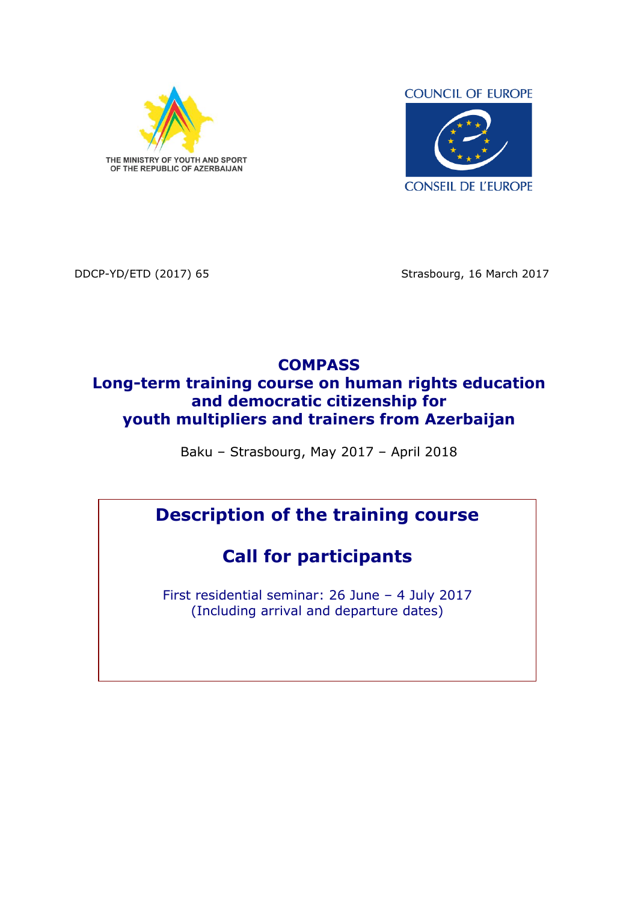THE MINISTRY OF YOUTH AND SPORT OF THE REPUBLIC OF AZERBAIJAN

COUNCIL OF EUROPE

CONSEIL DE L'EUROPE

DDCP-YD/ETD (2017) 65

Strasbourg, 16 March 2017

# COMPASS
# Long-term training course on human rights education and democratic citizenship for youth multipliers and trainers from Azerbaijan

Baku – Strasbourg, May 2017 – April 2018

## Description of the training course

## Call for participants

First residential seminar: 26 June – 4 July 2017
(Including arrival and departure dates)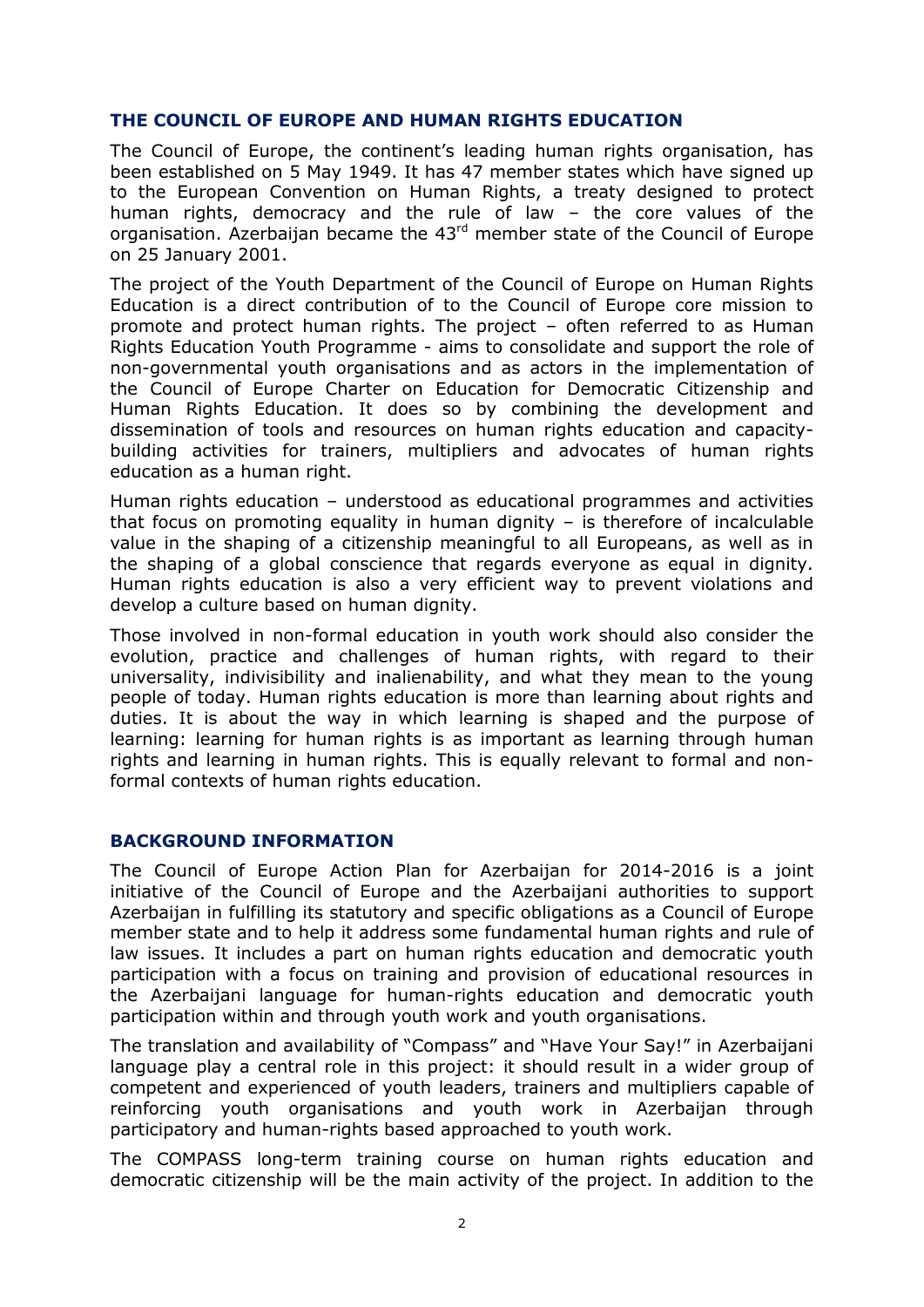## THE COUNCIL OF EUROPE AND HUMAN RIGHTS EDUCATION

The Council of Europe, the continent's leading human rights organisation, has been established on 5 May 1949. It has 47 member states which have signed up to the European Convention on Human Rights, a treaty designed to protect human rights, democracy and the rule of law – the core values of the organisation. Azerbaijan became the 43rd member state of the Council of Europe on 25 January 2001.

The project of the Youth Department of the Council of Europe on Human Rights Education is a direct contribution of to the Council of Europe core mission to promote and protect human rights. The project – often referred to as Human Rights Education Youth Programme - aims to consolidate and support the role of non-governmental youth organisations and as actors in the implementation of the Council of Europe Charter on Education for Democratic Citizenship and Human Rights Education. It does so by combining the development and dissemination of tools and resources on human rights education and capacity-building activities for trainers, multipliers and advocates of human rights education as a human right.

Human rights education – understood as educational programmes and activities that focus on promoting equality in human dignity – is therefore of incalculable value in the shaping of a citizenship meaningful to all Europeans, as well as in the shaping of a global conscience that regards everyone as equal in dignity. Human rights education is also a very efficient way to prevent violations and develop a culture based on human dignity.

Those involved in non-formal education in youth work should also consider the evolution, practice and challenges of human rights, with regard to their universality, indivisibility and inalienability, and what they mean to the young people of today. Human rights education is more than learning about rights and duties. It is about the way in which learning is shaped and the purpose of learning: learning for human rights is as important as learning through human rights and learning in human rights. This is equally relevant to formal and non-formal contexts of human rights education.

## BACKGROUND INFORMATION

The Council of Europe Action Plan for Azerbaijan for 2014-2016 is a joint initiative of the Council of Europe and the Azerbaijani authorities to support Azerbaijan in fulfilling its statutory and specific obligations as a Council of Europe member state and to help it address some fundamental human rights and rule of law issues. It includes a part on human rights education and democratic youth participation with a focus on training and provision of educational resources in the Azerbaijani language for human-rights education and democratic youth participation within and through youth work and youth organisations.

The translation and availability of "Compass" and "Have Your Say!" in Azerbaijani language play a central role in this project: it should result in a wider group of competent and experienced of youth leaders, trainers and multipliers capable of reinforcing youth organisations and youth work in Azerbaijan through participatory and human-rights based approached to youth work.

The COMPASS long-term training course on human rights education and democratic citizenship will be the main activity of the project. In addition to the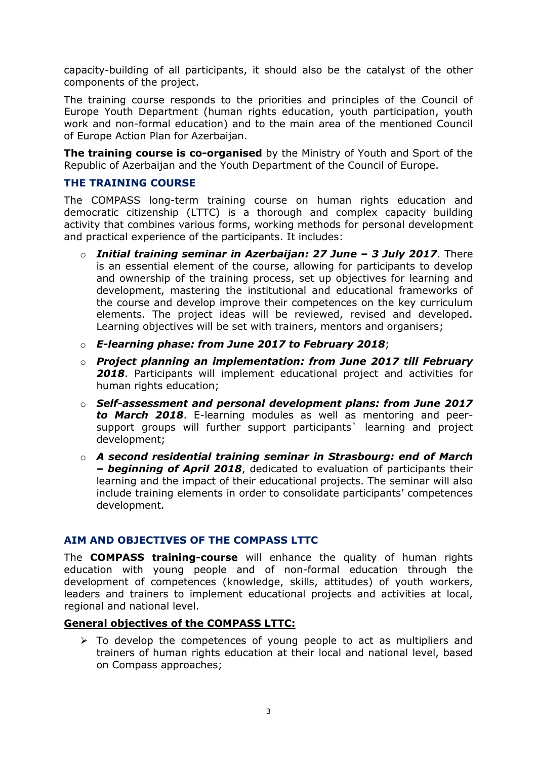capacity-building of all participants, it should also be the catalyst of the other components of the project.

The training course responds to the priorities and principles of the Council of Europe Youth Department (human rights education, youth participation, youth work and non-formal education) and to the main area of the mentioned Council of Europe Action Plan for Azerbaijan.

**The training course is co-organised** by the Ministry of Youth and Sport of the Republic of Azerbaijan and the Youth Department of the Council of Europe.

### THE TRAINING COURSE

The COMPASS long-term training course on human rights education and democratic citizenship (LTTC) is a thorough and complex capacity building activity that combines various forms, working methods for personal development and practical experience of the participants. It includes:

- ***Initial training seminar in Azerbaijan: 27 June – 3 July 2017***. There is an essential element of the course, allowing for participants to develop and ownership of the training process, set up objectives for learning and development, mastering the institutional and educational frameworks of the course and develop improve their competences on the key curriculum elements. The project ideas will be reviewed, revised and developed. Learning objectives will be set with trainers, mentors and organisers;
- ***E-learning phase: from June 2017 to February 2018***;
- ***Project planning an implementation: from June 2017 till February 2018***. Participants will implement educational project and activities for human rights education;
- ***Self-assessment and personal development plans: from June 2017 to March 2018***. E-learning modules as well as mentoring and peer-support groups will further support participants` learning and project development;
- ***A second residential training seminar in Strasbourg: end of March – beginning of April 2018***, dedicated to evaluation of participants their learning and the impact of their educational projects. The seminar will also include training elements in order to consolidate participants' competences development.

### AIM AND OBJECTIVES OF THE COMPASS LTTC

The **COMPASS training-course** will enhance the quality of human rights education with young people and of non-formal education through the development of competences (knowledge, skills, attitudes) of youth workers, leaders and trainers to implement educational projects and activities at local, regional and national level.

**General objectives of the COMPASS LTTC:**

- To develop the competences of young people to act as multipliers and trainers of human rights education at their local and national level, based on Compass approaches;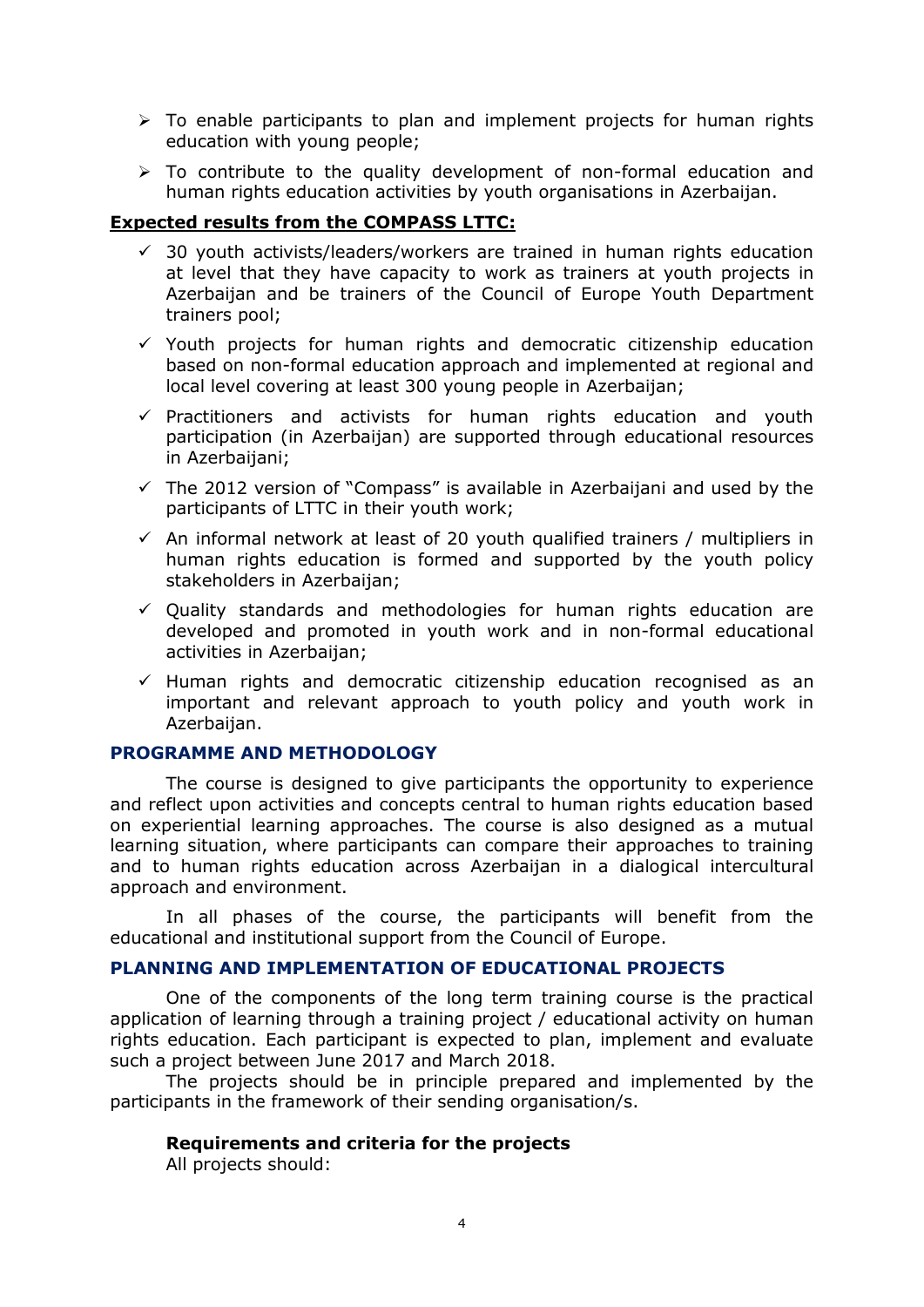- To enable participants to plan and implement projects for human rights education with young people;
- To contribute to the quality development of non-formal education and human rights education activities by youth organisations in Azerbaijan.

**Expected results from the COMPASS LTTC:**

- 30 youth activists/leaders/workers are trained in human rights education at level that they have capacity to work as trainers at youth projects in Azerbaijan and be trainers of the Council of Europe Youth Department trainers pool;
- Youth projects for human rights and democratic citizenship education based on non-formal education approach and implemented at regional and local level covering at least 300 young people in Azerbaijan;
- Practitioners and activists for human rights education and youth participation (in Azerbaijan) are supported through educational resources in Azerbaijani;
- The 2012 version of "Compass" is available in Azerbaijani and used by the participants of LTTC in their youth work;
- An informal network at least of 20 youth qualified trainers / multipliers in human rights education is formed and supported by the youth policy stakeholders in Azerbaijan;
- Quality standards and methodologies for human rights education are developed and promoted in youth work and in non-formal educational activities in Azerbaijan;
- Human rights and democratic citizenship education recognised as an important and relevant approach to youth policy and youth work in Azerbaijan.

## PROGRAMME AND METHODOLOGY

The course is designed to give participants the opportunity to experience and reflect upon activities and concepts central to human rights education based on experiential learning approaches. The course is also designed as a mutual learning situation, where participants can compare their approaches to training and to human rights education across Azerbaijan in a dialogical intercultural approach and environment.

In all phases of the course, the participants will benefit from the educational and institutional support from the Council of Europe.

## PLANNING AND IMPLEMENTATION OF EDUCATIONAL PROJECTS

One of the components of the long term training course is the practical application of learning through a training project / educational activity on human rights education. Each participant is expected to plan, implement and evaluate such a project between June 2017 and March 2018.

The projects should be in principle prepared and implemented by the participants in the framework of their sending organisation/s.

### Requirements and criteria for the projects

All projects should: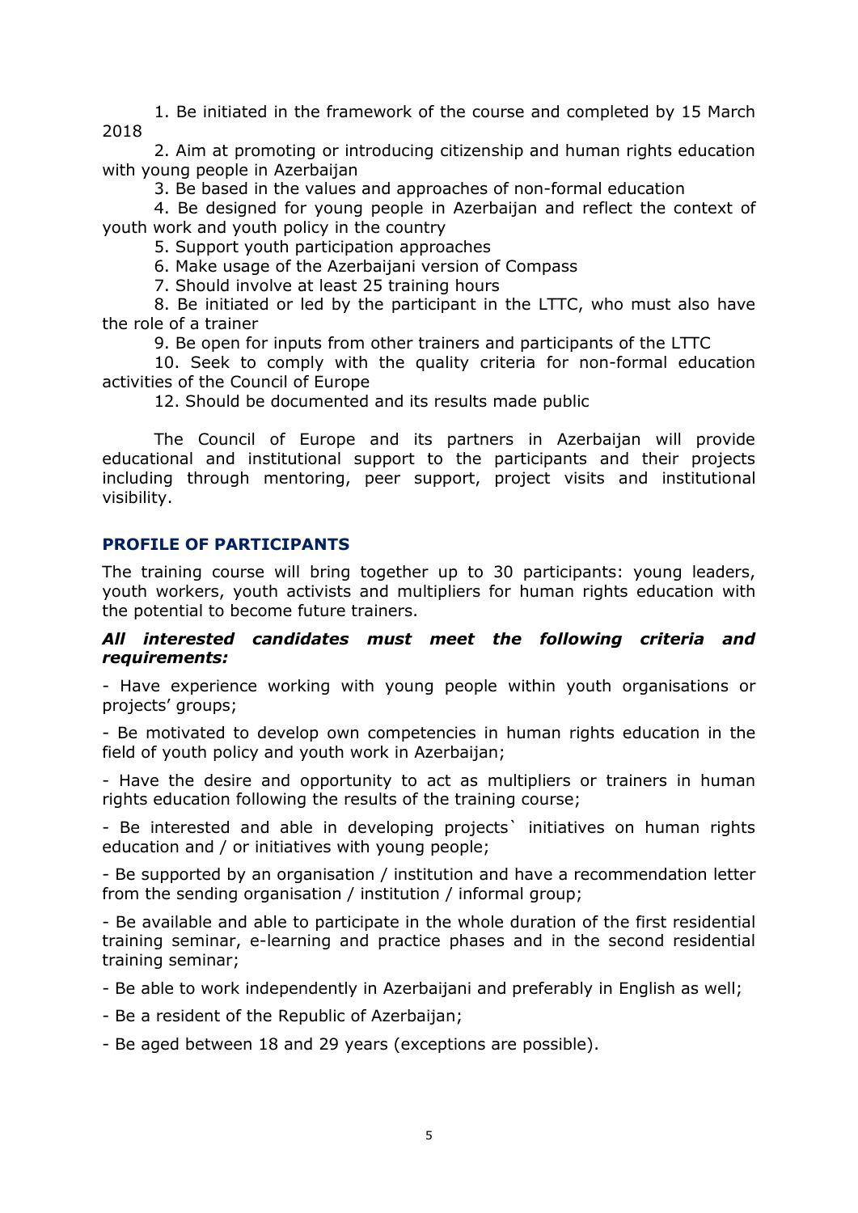1. Be initiated in the framework of the course and completed by 15 March 2018
2. Aim at promoting or introducing citizenship and human rights education with young people in Azerbaijan
3. Be based in the values and approaches of non-formal education
4. Be designed for young people in Azerbaijan and reflect the context of youth work and youth policy in the country
5. Support youth participation approaches
6. Make usage of the Azerbaijani version of Compass
7. Should involve at least 25 training hours
8. Be initiated or led by the participant in the LTTC, who must also have the role of a trainer
9. Be open for inputs from other trainers and participants of the LTTC
10. Seek to comply with the quality criteria for non-formal education activities of the Council of Europe

12. Should be documented and its results made public

The Council of Europe and its partners in Azerbaijan will provide educational and institutional support to the participants and their projects including through mentoring, peer support, project visits and institutional visibility.

## PROFILE OF PARTICIPANTS

The training course will bring together up to 30 participants: young leaders, youth workers, youth activists and multipliers for human rights education with the potential to become future trainers.

***All interested candidates must meet the following criteria and requirements:***

- Have experience working with young people within youth organisations or projects' groups;
- Be motivated to develop own competencies in human rights education in the field of youth policy and youth work in Azerbaijan;
- Have the desire and opportunity to act as multipliers or trainers in human rights education following the results of the training course;
- Be interested and able in developing projects` initiatives on human rights education and / or initiatives with young people;
- Be supported by an organisation / institution and have a recommendation letter from the sending organisation / institution / informal group;
- Be available and able to participate in the whole duration of the first residential training seminar, e-learning and practice phases and in the second residential training seminar;
- Be able to work independently in Azerbaijani and preferably in English as well;
- Be a resident of the Republic of Azerbaijan;
- Be aged between 18 and 29 years (exceptions are possible).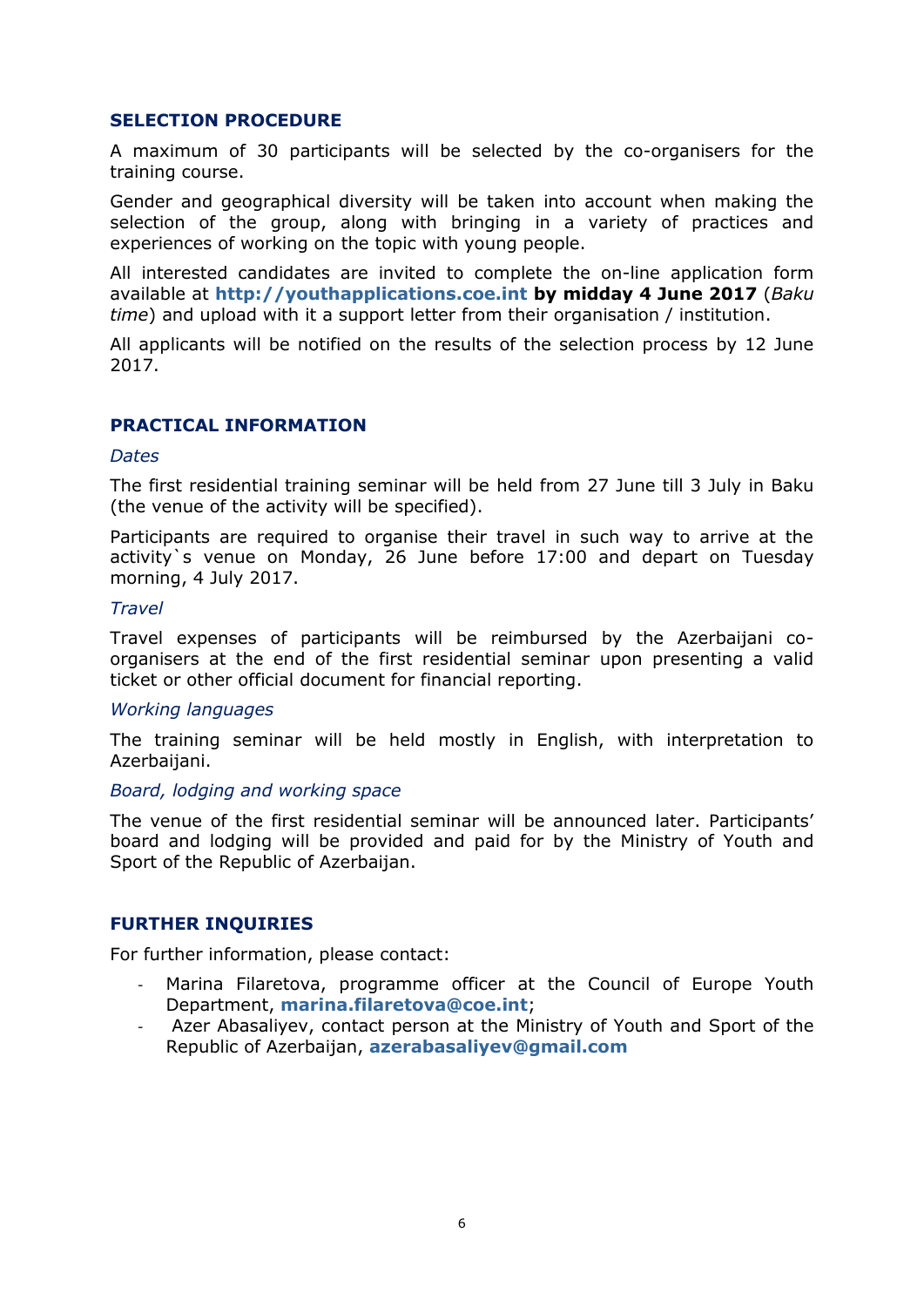## SELECTION PROCEDURE

A maximum of 30 participants will be selected by the co-organisers for the training course.

Gender and geographical diversity will be taken into account when making the selection of the group, along with bringing in a variety of practices and experiences of working on the topic with young people.

All interested candidates are invited to complete the on-line application form available at **http://youthapplications.coe.int** **by midday 4 June 2017** (*Baku time*) and upload with it a support letter from their organisation / institution.

All applicants will be notified on the results of the selection process by 12 June 2017.

## PRACTICAL INFORMATION

*Dates*

The first residential training seminar will be held from 27 June till 3 July in Baku (the venue of the activity will be specified).

Participants are required to organise their travel in such way to arrive at the activity`s venue on Monday, 26 June before 17:00 and depart on Tuesday morning, 4 July 2017.

*Travel*

Travel expenses of participants will be reimbursed by the Azerbaijani co-organisers at the end of the first residential seminar upon presenting a valid ticket or other official document for financial reporting.

*Working languages*

The training seminar will be held mostly in English, with interpretation to Azerbaijani.

*Board, lodging and working space*

The venue of the first residential seminar will be announced later. Participants' board and lodging will be provided and paid for by the Ministry of Youth and Sport of the Republic of Azerbaijan.

## FURTHER INQUIRIES

For further information, please contact:

- Marina Filaretova, programme officer at the Council of Europe Youth Department, **marina.filaretova@coe.int**;
- Azer Abasaliyev, contact person at the Ministry of Youth and Sport of the Republic of Azerbaijan, **azerabasaliyev@gmail.com**